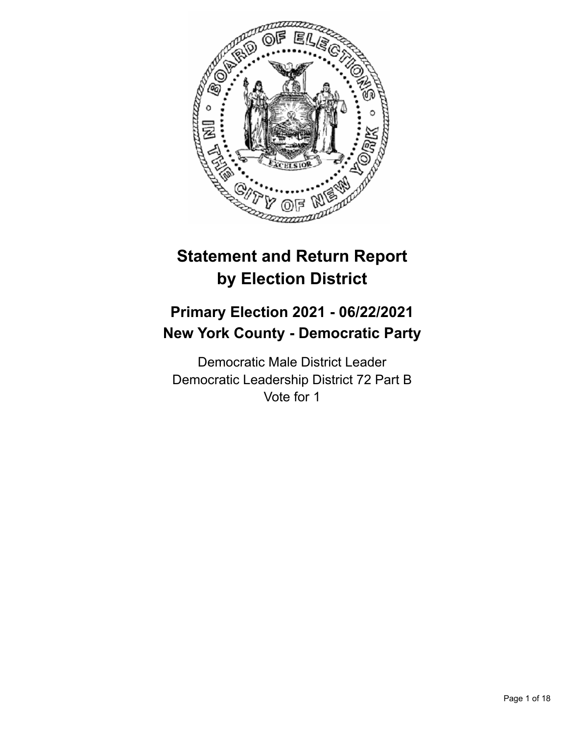# Statement and Return Report by Election District

## Primary Election 2021 - 06/22/2021
## New York County - Democratic Party

Democratic Male District Leader
Democratic Leadership District 72 Part B
Vote for 1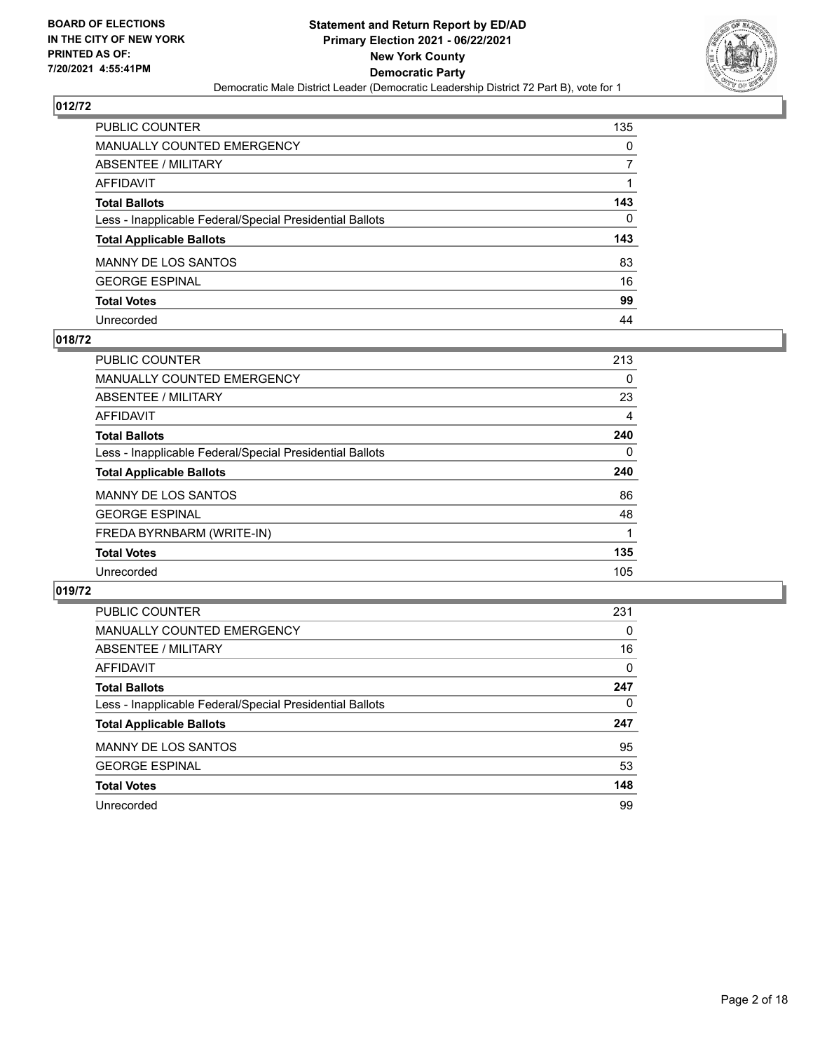## 012/72

| | |
|---|---|
| PUBLIC COUNTER | 135 |
| MANUALLY COUNTED EMERGENCY | 0 |
| ABSENTEE / MILITARY | 7 |
| AFFIDAVIT | 1 |
| **Total Ballots** | **143** |
| Less - Inapplicable Federal/Special Presidential Ballots | 0 |
| **Total Applicable Ballots** | **143** |
| MANNY DE LOS SANTOS | 83 |
| GEORGE ESPINAL | 16 |
| **Total Votes** | **99** |
| Unrecorded | 44 |

## 018/72

| | |
|---|---|
| PUBLIC COUNTER | 213 |
| MANUALLY COUNTED EMERGENCY | 0 |
| ABSENTEE / MILITARY | 23 |
| AFFIDAVIT | 4 |
| **Total Ballots** | **240** |
| Less - Inapplicable Federal/Special Presidential Ballots | 0 |
| **Total Applicable Ballots** | **240** |
| MANNY DE LOS SANTOS | 86 |
| GEORGE ESPINAL | 48 |
| FREDA BYRNBARM (WRITE-IN) | 1 |
| **Total Votes** | **135** |
| Unrecorded | 105 |

## 019/72

| | |
|---|---|
| PUBLIC COUNTER | 231 |
| MANUALLY COUNTED EMERGENCY | 0 |
| ABSENTEE / MILITARY | 16 |
| AFFIDAVIT | 0 |
| **Total Ballots** | **247** |
| Less - Inapplicable Federal/Special Presidential Ballots | 0 |
| **Total Applicable Ballots** | **247** |
| MANNY DE LOS SANTOS | 95 |
| GEORGE ESPINAL | 53 |
| **Total Votes** | **148** |
| Unrecorded | 99 |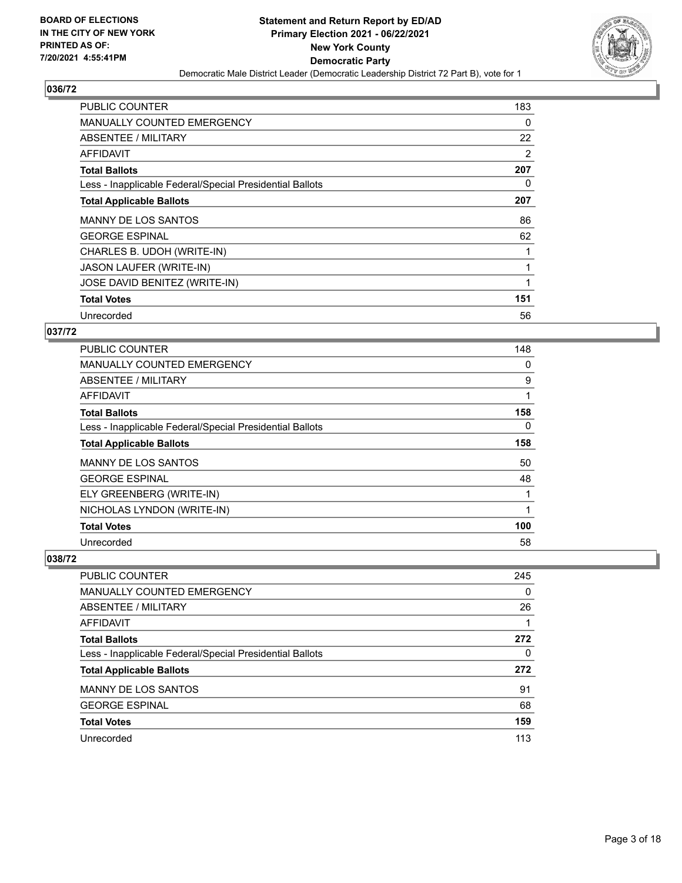BOARD OF ELECTIONS
IN THE CITY OF NEW YORK
PRINTED AS OF:
7/20/2021 4:55:41PM

**Statement and Return Report by ED/AD**
**Primary Election 2021 - 06/22/2021**
**New York County**
**Democratic Party**
Democratic Male District Leader (Democratic Leadership District 72 Part B), vote for 1

## 036/72

| | |
|---|---|
| PUBLIC COUNTER | 183 |
| MANUALLY COUNTED EMERGENCY | 0 |
| ABSENTEE / MILITARY | 22 |
| AFFIDAVIT | 2 |
| **Total Ballots** | **207** |
| Less - Inapplicable Federal/Special Presidential Ballots | 0 |
| **Total Applicable Ballots** | **207** |
| MANNY DE LOS SANTOS | 86 |
| GEORGE ESPINAL | 62 |
| CHARLES B. UDOH (WRITE-IN) | 1 |
| JASON LAUFER (WRITE-IN) | 1 |
| JOSE DAVID BENITEZ (WRITE-IN) | 1 |
| **Total Votes** | **151** |
| Unrecorded | 56 |

## 037/72

| | |
|---|---|
| PUBLIC COUNTER | 148 |
| MANUALLY COUNTED EMERGENCY | 0 |
| ABSENTEE / MILITARY | 9 |
| AFFIDAVIT | 1 |
| **Total Ballots** | **158** |
| Less - Inapplicable Federal/Special Presidential Ballots | 0 |
| **Total Applicable Ballots** | **158** |
| MANNY DE LOS SANTOS | 50 |
| GEORGE ESPINAL | 48 |
| ELY GREENBERG (WRITE-IN) | 1 |
| NICHOLAS LYNDON (WRITE-IN) | 1 |
| **Total Votes** | **100** |
| Unrecorded | 58 |

## 038/72

| | |
|---|---|
| PUBLIC COUNTER | 245 |
| MANUALLY COUNTED EMERGENCY | 0 |
| ABSENTEE / MILITARY | 26 |
| AFFIDAVIT | 1 |
| **Total Ballots** | **272** |
| Less - Inapplicable Federal/Special Presidential Ballots | 0 |
| **Total Applicable Ballots** | **272** |
| MANNY DE LOS SANTOS | 91 |
| GEORGE ESPINAL | 68 |
| **Total Votes** | **159** |
| Unrecorded | 113 |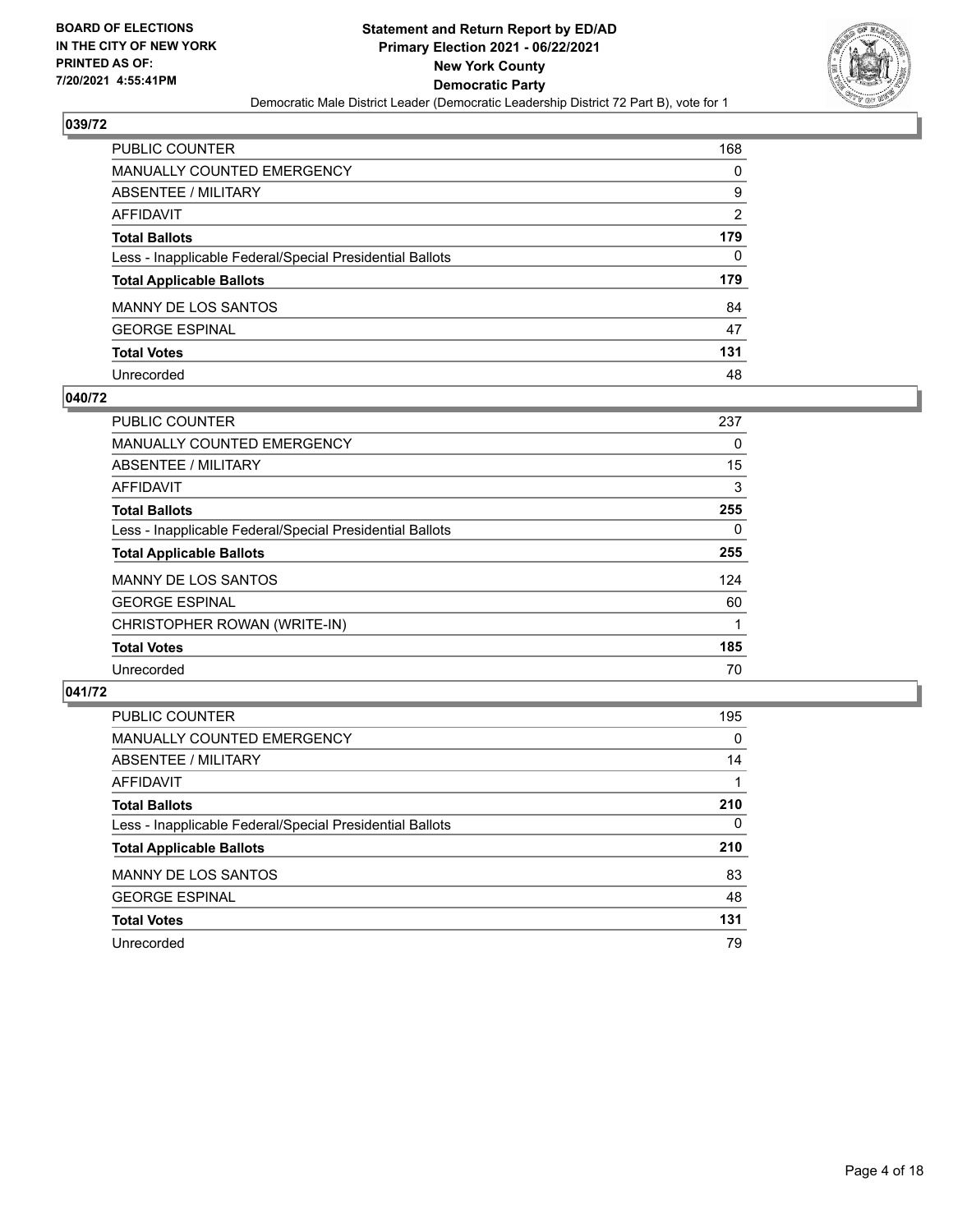BOARD OF ELECTIONS
IN THE CITY OF NEW YORK
PRINTED AS OF:
7/20/2021 4:55:41PM

**Statement and Return Report by ED/AD**
**Primary Election 2021 - 06/22/2021**
**New York County**
**Democratic Party**
Democratic Male District Leader (Democratic Leadership District 72 Part B), vote for 1

## 039/72

| | |
|---|---|
| PUBLIC COUNTER | 168 |
| MANUALLY COUNTED EMERGENCY | 0 |
| ABSENTEE / MILITARY | 9 |
| AFFIDAVIT | 2 |
| **Total Ballots** | **179** |
| Less - Inapplicable Federal/Special Presidential Ballots | 0 |
| **Total Applicable Ballots** | **179** |
| MANNY DE LOS SANTOS | 84 |
| GEORGE ESPINAL | 47 |
| **Total Votes** | **131** |
| Unrecorded | 48 |

## 040/72

| | |
|---|---|
| PUBLIC COUNTER | 237 |
| MANUALLY COUNTED EMERGENCY | 0 |
| ABSENTEE / MILITARY | 15 |
| AFFIDAVIT | 3 |
| **Total Ballots** | **255** |
| Less - Inapplicable Federal/Special Presidential Ballots | 0 |
| **Total Applicable Ballots** | **255** |
| MANNY DE LOS SANTOS | 124 |
| GEORGE ESPINAL | 60 |
| CHRISTOPHER ROWAN (WRITE-IN) | 1 |
| **Total Votes** | **185** |
| Unrecorded | 70 |

## 041/72

| | |
|---|---|
| PUBLIC COUNTER | 195 |
| MANUALLY COUNTED EMERGENCY | 0 |
| ABSENTEE / MILITARY | 14 |
| AFFIDAVIT | 1 |
| **Total Ballots** | **210** |
| Less - Inapplicable Federal/Special Presidential Ballots | 0 |
| **Total Applicable Ballots** | **210** |
| MANNY DE LOS SANTOS | 83 |
| GEORGE ESPINAL | 48 |
| **Total Votes** | **131** |
| Unrecorded | 79 |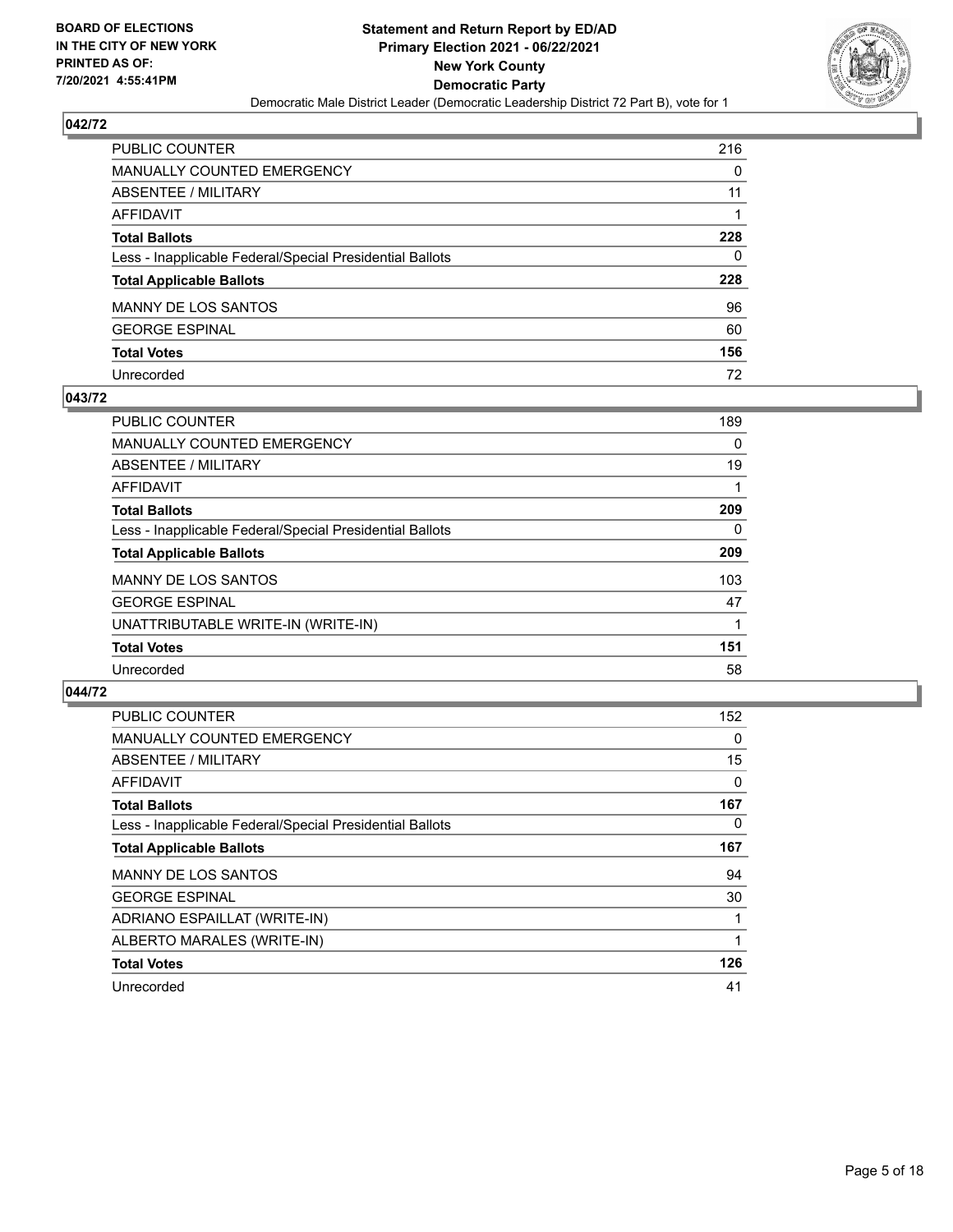BOARD OF ELECTIONS
IN THE CITY OF NEW YORK
PRINTED AS OF:
7/20/2021 4:55:41PM

**Statement and Return Report by ED/AD**
**Primary Election 2021 - 06/22/2021**
**New York County**
**Democratic Party**
Democratic Male District Leader (Democratic Leadership District 72 Part B), vote for 1

## 042/72

| | |
|---|---|
| PUBLIC COUNTER | 216 |
| MANUALLY COUNTED EMERGENCY | 0 |
| ABSENTEE / MILITARY | 11 |
| AFFIDAVIT | 1 |
| **Total Ballots** | **228** |
| Less - Inapplicable Federal/Special Presidential Ballots | 0 |
| **Total Applicable Ballots** | **228** |
| MANNY DE LOS SANTOS | 96 |
| GEORGE ESPINAL | 60 |
| **Total Votes** | **156** |
| Unrecorded | 72 |

## 043/72

| | |
|---|---|
| PUBLIC COUNTER | 189 |
| MANUALLY COUNTED EMERGENCY | 0 |
| ABSENTEE / MILITARY | 19 |
| AFFIDAVIT | 1 |
| **Total Ballots** | **209** |
| Less - Inapplicable Federal/Special Presidential Ballots | 0 |
| **Total Applicable Ballots** | **209** |
| MANNY DE LOS SANTOS | 103 |
| GEORGE ESPINAL | 47 |
| UNATTRIBUTABLE WRITE-IN (WRITE-IN) | 1 |
| **Total Votes** | **151** |
| Unrecorded | 58 |

## 044/72

| | |
|---|---|
| PUBLIC COUNTER | 152 |
| MANUALLY COUNTED EMERGENCY | 0 |
| ABSENTEE / MILITARY | 15 |
| AFFIDAVIT | 0 |
| **Total Ballots** | **167** |
| Less - Inapplicable Federal/Special Presidential Ballots | 0 |
| **Total Applicable Ballots** | **167** |
| MANNY DE LOS SANTOS | 94 |
| GEORGE ESPINAL | 30 |
| ADRIANO ESPAILLAT (WRITE-IN) | 1 |
| ALBERTO MARALES (WRITE-IN) | 1 |
| **Total Votes** | **126** |
| Unrecorded | 41 |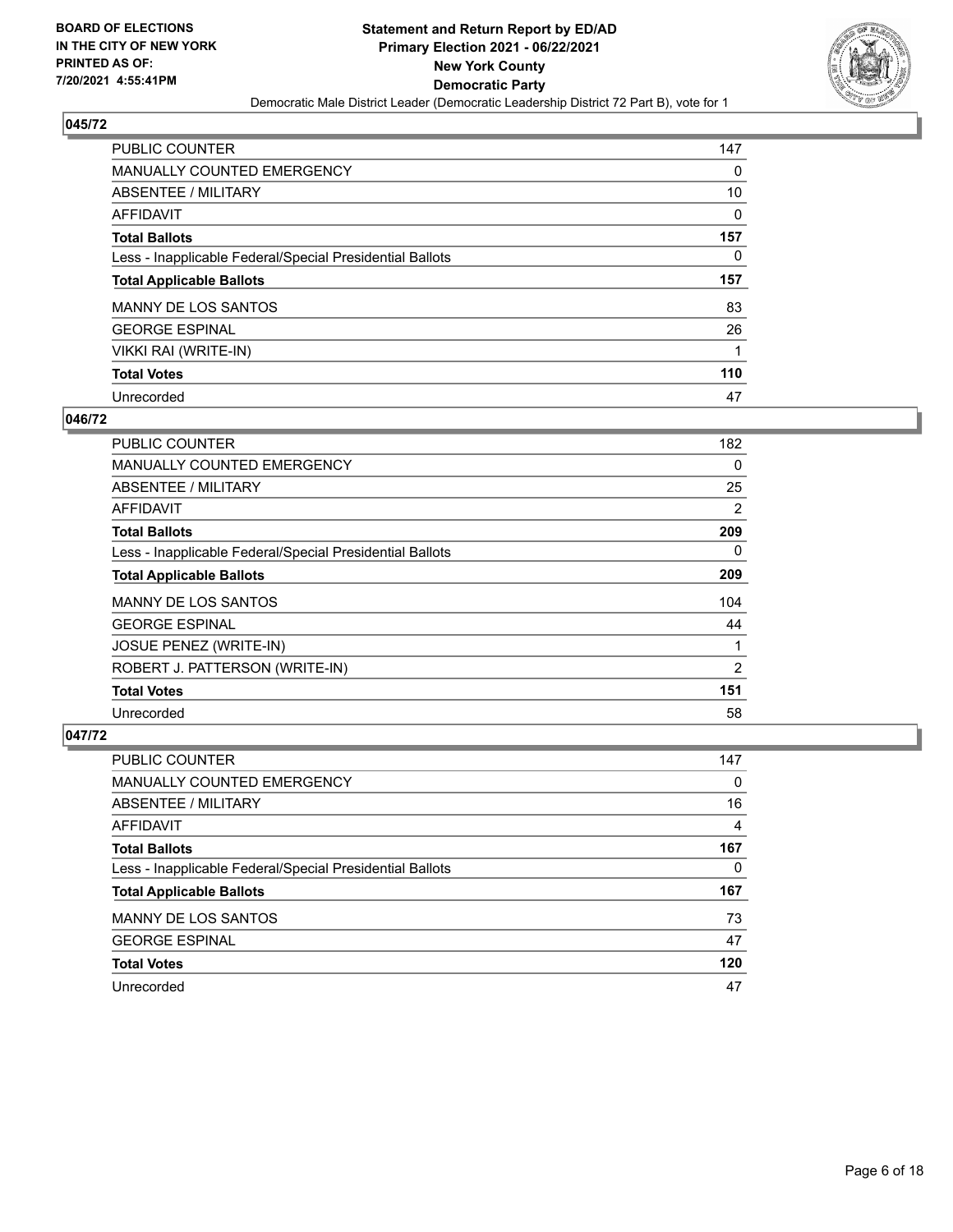## 045/72

| | |
|---|---|
| PUBLIC COUNTER | 147 |
| MANUALLY COUNTED EMERGENCY | 0 |
| ABSENTEE / MILITARY | 10 |
| AFFIDAVIT | 0 |
| **Total Ballots** | **157** |
| Less - Inapplicable Federal/Special Presidential Ballots | 0 |
| **Total Applicable Ballots** | **157** |
| MANNY DE LOS SANTOS | 83 |
| GEORGE ESPINAL | 26 |
| VIKKI RAI (WRITE-IN) | 1 |
| **Total Votes** | **110** |
| Unrecorded | 47 |

## 046/72

| | |
|---|---|
| PUBLIC COUNTER | 182 |
| MANUALLY COUNTED EMERGENCY | 0 |
| ABSENTEE / MILITARY | 25 |
| AFFIDAVIT | 2 |
| **Total Ballots** | **209** |
| Less - Inapplicable Federal/Special Presidential Ballots | 0 |
| **Total Applicable Ballots** | **209** |
| MANNY DE LOS SANTOS | 104 |
| GEORGE ESPINAL | 44 |
| JOSUE PENEZ (WRITE-IN) | 1 |
| ROBERT J. PATTERSON (WRITE-IN) | 2 |
| **Total Votes** | **151** |
| Unrecorded | 58 |

## 047/72

| | |
|---|---|
| PUBLIC COUNTER | 147 |
| MANUALLY COUNTED EMERGENCY | 0 |
| ABSENTEE / MILITARY | 16 |
| AFFIDAVIT | 4 |
| **Total Ballots** | **167** |
| Less - Inapplicable Federal/Special Presidential Ballots | 0 |
| **Total Applicable Ballots** | **167** |
| MANNY DE LOS SANTOS | 73 |
| GEORGE ESPINAL | 47 |
| **Total Votes** | **120** |
| Unrecorded | 47 |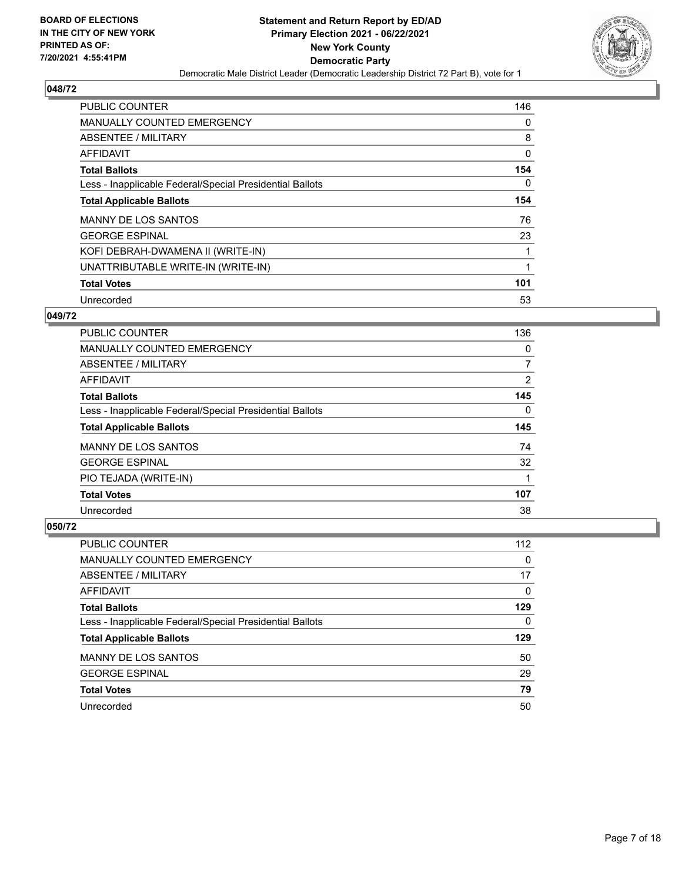**BOARD OF ELECTIONS IN THE CITY OF NEW YORK PRINTED AS OF: 7/20/2021 4:55:41PM**

**Statement and Return Report by ED/AD Primary Election 2021 - 06/22/2021 New York County Democratic Party**

Democratic Male District Leader (Democratic Leadership District 72 Part B), vote for 1

## 048/72

| | |
|---|---|
| PUBLIC COUNTER | 146 |
| MANUALLY COUNTED EMERGENCY | 0 |
| ABSENTEE / MILITARY | 8 |
| AFFIDAVIT | 0 |
| **Total Ballots** | **154** |
| Less - Inapplicable Federal/Special Presidential Ballots | 0 |
| **Total Applicable Ballots** | **154** |
| MANNY DE LOS SANTOS | 76 |
| GEORGE ESPINAL | 23 |
| KOFI DEBRAH-DWAMENA II (WRITE-IN) | 1 |
| UNATTRIBUTABLE WRITE-IN (WRITE-IN) | 1 |
| **Total Votes** | **101** |
| Unrecorded | 53 |

## 049/72

| | |
|---|---|
| PUBLIC COUNTER | 136 |
| MANUALLY COUNTED EMERGENCY | 0 |
| ABSENTEE / MILITARY | 7 |
| AFFIDAVIT | 2 |
| **Total Ballots** | **145** |
| Less - Inapplicable Federal/Special Presidential Ballots | 0 |
| **Total Applicable Ballots** | **145** |
| MANNY DE LOS SANTOS | 74 |
| GEORGE ESPINAL | 32 |
| PIO TEJADA (WRITE-IN) | 1 |
| **Total Votes** | **107** |
| Unrecorded | 38 |

## 050/72

| | |
|---|---|
| PUBLIC COUNTER | 112 |
| MANUALLY COUNTED EMERGENCY | 0 |
| ABSENTEE / MILITARY | 17 |
| AFFIDAVIT | 0 |
| **Total Ballots** | **129** |
| Less - Inapplicable Federal/Special Presidential Ballots | 0 |
| **Total Applicable Ballots** | **129** |
| MANNY DE LOS SANTOS | 50 |
| GEORGE ESPINAL | 29 |
| **Total Votes** | **79** |
| Unrecorded | 50 |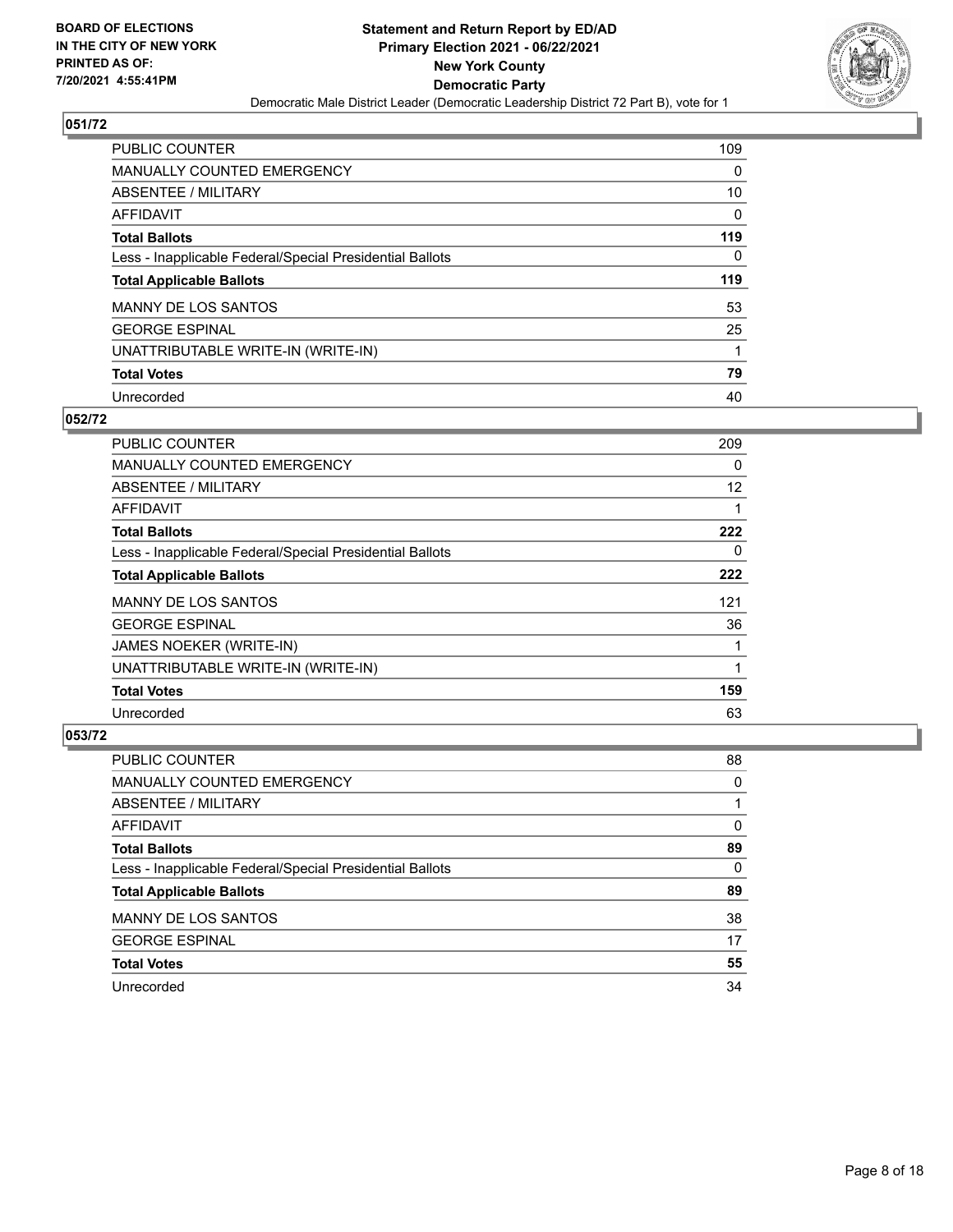**BOARD OF ELECTIONS IN THE CITY OF NEW YORK PRINTED AS OF: 7/20/2021 4:55:41PM**

**Statement and Return Report by ED/AD Primary Election 2021 - 06/22/2021 New York County Democratic Party**

Democratic Male District Leader (Democratic Leadership District 72 Part B), vote for 1

## 051/72

| | |
|---|---|
| PUBLIC COUNTER | 109 |
| MANUALLY COUNTED EMERGENCY | 0 |
| ABSENTEE / MILITARY | 10 |
| AFFIDAVIT | 0 |
| **Total Ballots** | **119** |
| Less - Inapplicable Federal/Special Presidential Ballots | 0 |
| **Total Applicable Ballots** | **119** |
| MANNY DE LOS SANTOS | 53 |
| GEORGE ESPINAL | 25 |
| UNATTRIBUTABLE WRITE-IN (WRITE-IN) | 1 |
| **Total Votes** | **79** |
| Unrecorded | 40 |

## 052/72

| | |
|---|---|
| PUBLIC COUNTER | 209 |
| MANUALLY COUNTED EMERGENCY | 0 |
| ABSENTEE / MILITARY | 12 |
| AFFIDAVIT | 1 |
| **Total Ballots** | **222** |
| Less - Inapplicable Federal/Special Presidential Ballots | 0 |
| **Total Applicable Ballots** | **222** |
| MANNY DE LOS SANTOS | 121 |
| GEORGE ESPINAL | 36 |
| JAMES NOEKER (WRITE-IN) | 1 |
| UNATTRIBUTABLE WRITE-IN (WRITE-IN) | 1 |
| **Total Votes** | **159** |
| Unrecorded | 63 |

## 053/72

| | |
|---|---|
| PUBLIC COUNTER | 88 |
| MANUALLY COUNTED EMERGENCY | 0 |
| ABSENTEE / MILITARY | 1 |
| AFFIDAVIT | 0 |
| **Total Ballots** | **89** |
| Less - Inapplicable Federal/Special Presidential Ballots | 0 |
| **Total Applicable Ballots** | **89** |
| MANNY DE LOS SANTOS | 38 |
| GEORGE ESPINAL | 17 |
| **Total Votes** | **55** |
| Unrecorded | 34 |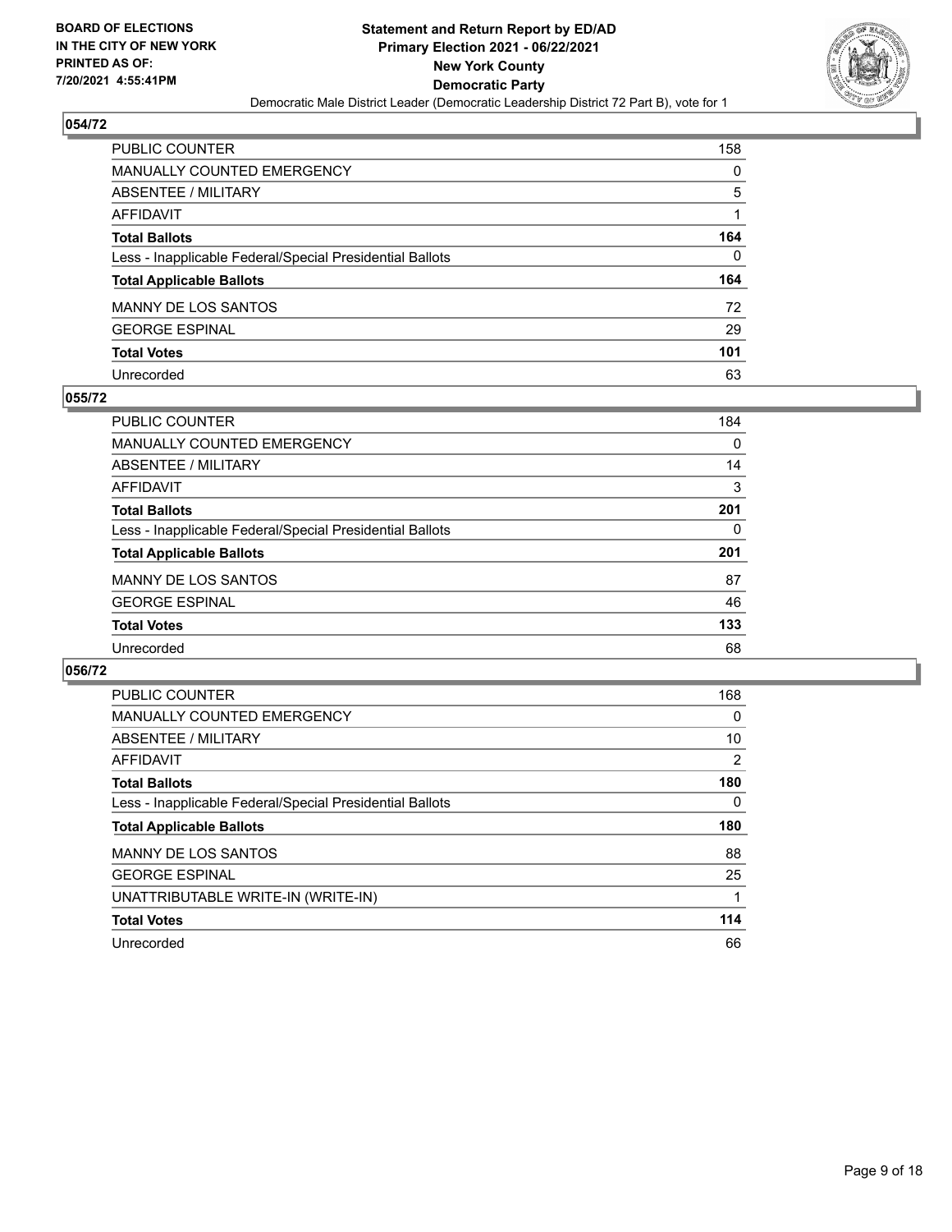## 054/72

| | |
|---|---|
| PUBLIC COUNTER | 158 |
| MANUALLY COUNTED EMERGENCY | 0 |
| ABSENTEE / MILITARY | 5 |
| AFFIDAVIT | 1 |
| **Total Ballots** | **164** |
| Less - Inapplicable Federal/Special Presidential Ballots | 0 |
| **Total Applicable Ballots** | **164** |
| MANNY DE LOS SANTOS | 72 |
| GEORGE ESPINAL | 29 |
| **Total Votes** | **101** |
| Unrecorded | 63 |

## 055/72

| | |
|---|---|
| PUBLIC COUNTER | 184 |
| MANUALLY COUNTED EMERGENCY | 0 |
| ABSENTEE / MILITARY | 14 |
| AFFIDAVIT | 3 |
| **Total Ballots** | **201** |
| Less - Inapplicable Federal/Special Presidential Ballots | 0 |
| **Total Applicable Ballots** | **201** |
| MANNY DE LOS SANTOS | 87 |
| GEORGE ESPINAL | 46 |
| **Total Votes** | **133** |
| Unrecorded | 68 |

## 056/72

| | |
|---|---|
| PUBLIC COUNTER | 168 |
| MANUALLY COUNTED EMERGENCY | 0 |
| ABSENTEE / MILITARY | 10 |
| AFFIDAVIT | 2 |
| **Total Ballots** | **180** |
| Less - Inapplicable Federal/Special Presidential Ballots | 0 |
| **Total Applicable Ballots** | **180** |
| MANNY DE LOS SANTOS | 88 |
| GEORGE ESPINAL | 25 |
| UNATTRIBUTABLE WRITE-IN (WRITE-IN) | 1 |
| **Total Votes** | **114** |
| Unrecorded | 66 |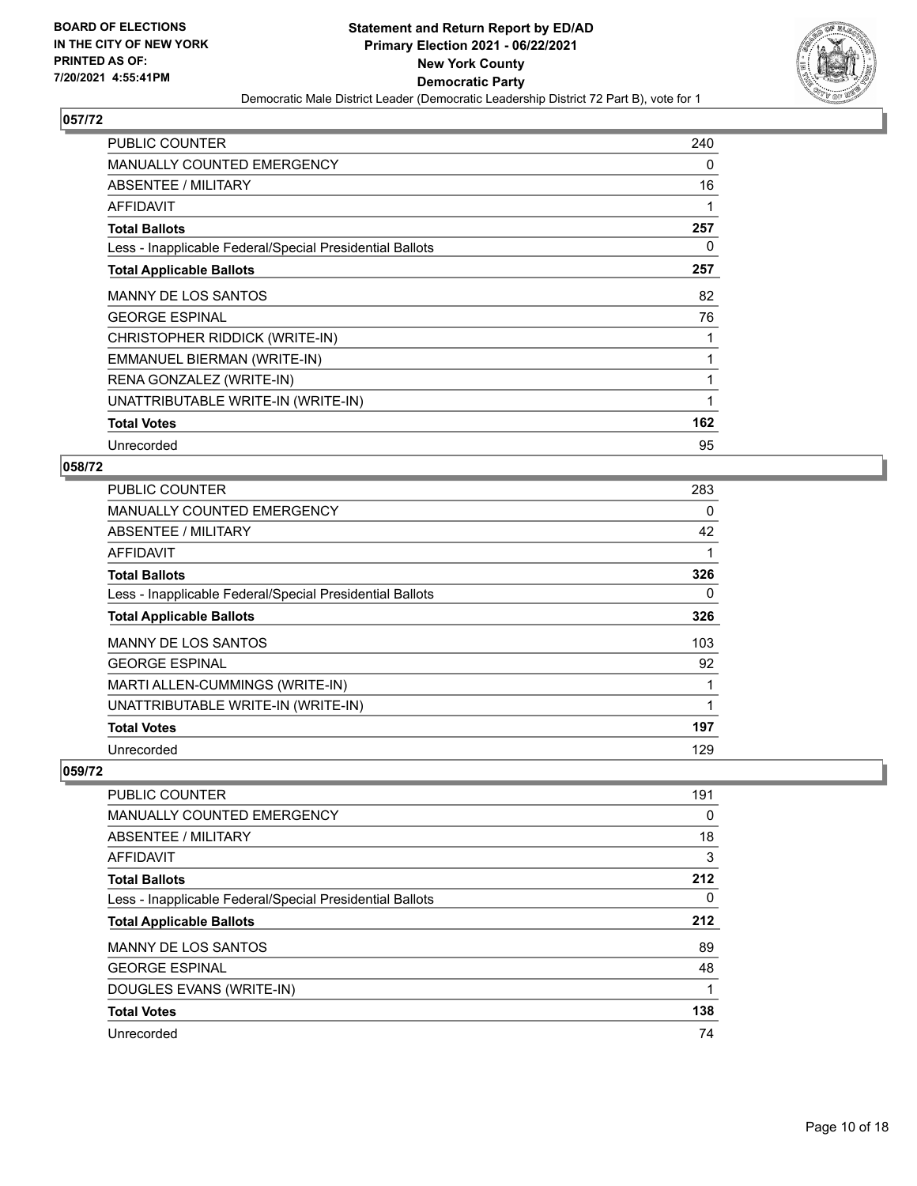## 057/72

| | |
|---|---|
| PUBLIC COUNTER | 240 |
| MANUALLY COUNTED EMERGENCY | 0 |
| ABSENTEE / MILITARY | 16 |
| AFFIDAVIT | 1 |
| **Total Ballots** | **257** |
| Less - Inapplicable Federal/Special Presidential Ballots | 0 |
| **Total Applicable Ballots** | **257** |
| MANNY DE LOS SANTOS | 82 |
| GEORGE ESPINAL | 76 |
| CHRISTOPHER RIDDICK (WRITE-IN) | 1 |
| EMMANUEL BIERMAN (WRITE-IN) | 1 |
| RENA GONZALEZ (WRITE-IN) | 1 |
| UNATTRIBUTABLE WRITE-IN (WRITE-IN) | 1 |
| **Total Votes** | **162** |
| Unrecorded | 95 |

## 058/72

| | |
|---|---|
| PUBLIC COUNTER | 283 |
| MANUALLY COUNTED EMERGENCY | 0 |
| ABSENTEE / MILITARY | 42 |
| AFFIDAVIT | 1 |
| **Total Ballots** | **326** |
| Less - Inapplicable Federal/Special Presidential Ballots | 0 |
| **Total Applicable Ballots** | **326** |
| MANNY DE LOS SANTOS | 103 |
| GEORGE ESPINAL | 92 |
| MARTI ALLEN-CUMMINGS (WRITE-IN) | 1 |
| UNATTRIBUTABLE WRITE-IN (WRITE-IN) | 1 |
| **Total Votes** | **197** |
| Unrecorded | 129 |

## 059/72

| | |
|---|---|
| PUBLIC COUNTER | 191 |
| MANUALLY COUNTED EMERGENCY | 0 |
| ABSENTEE / MILITARY | 18 |
| AFFIDAVIT | 3 |
| **Total Ballots** | **212** |
| Less - Inapplicable Federal/Special Presidential Ballots | 0 |
| **Total Applicable Ballots** | **212** |
| MANNY DE LOS SANTOS | 89 |
| GEORGE ESPINAL | 48 |
| DOUGLES EVANS (WRITE-IN) | 1 |
| **Total Votes** | **138** |
| Unrecorded | 74 |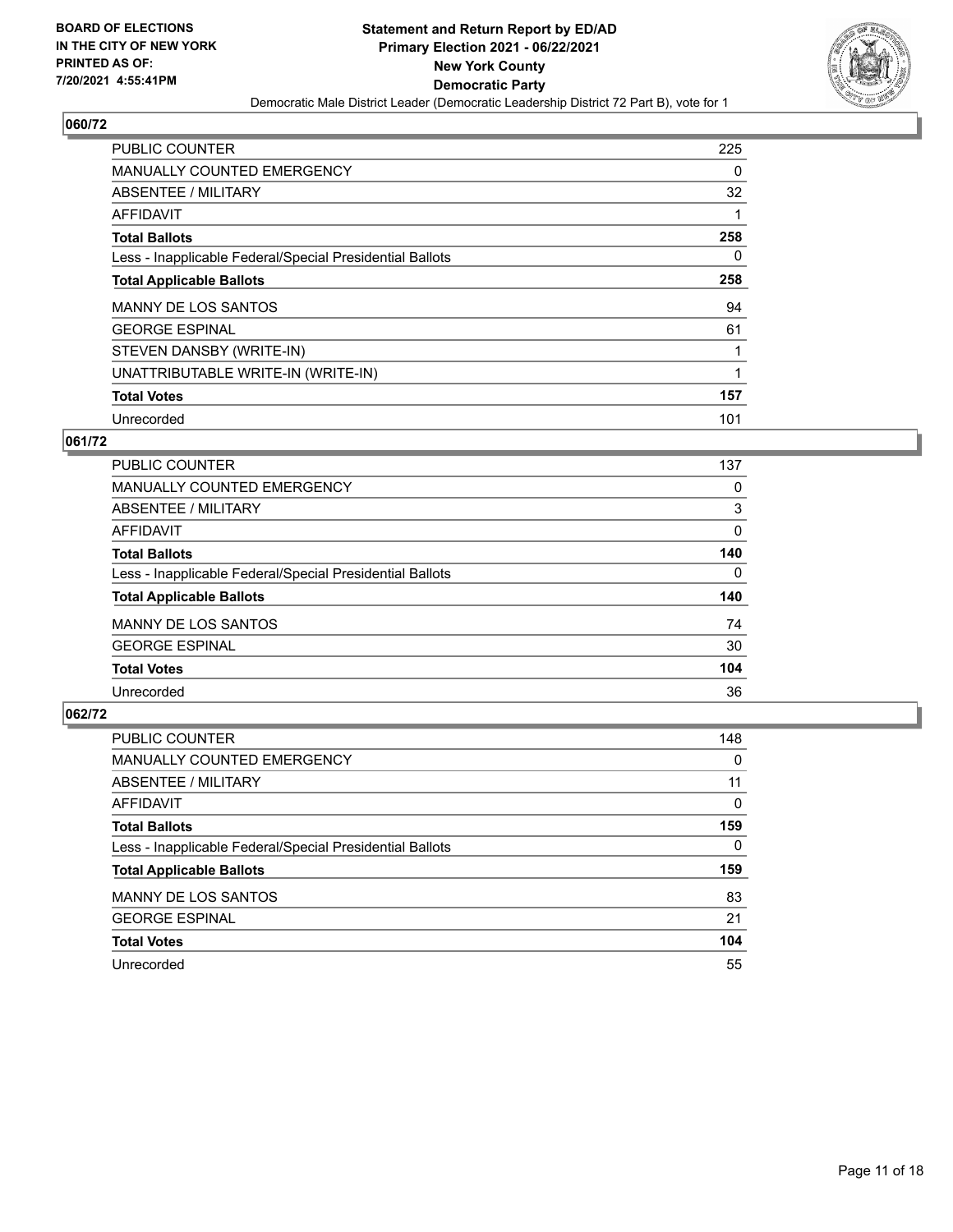**BOARD OF ELECTIONS IN THE CITY OF NEW YORK PRINTED AS OF: 7/20/2021 4:55:41PM**

**Statement and Return Report by ED/AD Primary Election 2021 - 06/22/2021 New York County Democratic Party**

Democratic Male District Leader (Democratic Leadership District 72 Part B), vote for 1

## 060/72

| | |
|---|---|
| PUBLIC COUNTER | 225 |
| MANUALLY COUNTED EMERGENCY | 0 |
| ABSENTEE / MILITARY | 32 |
| AFFIDAVIT | 1 |
| **Total Ballots** | **258** |
| Less - Inapplicable Federal/Special Presidential Ballots | 0 |
| **Total Applicable Ballots** | **258** |
| MANNY DE LOS SANTOS | 94 |
| GEORGE ESPINAL | 61 |
| STEVEN DANSBY (WRITE-IN) | 1 |
| UNATTRIBUTABLE WRITE-IN (WRITE-IN) | 1 |
| **Total Votes** | **157** |
| Unrecorded | 101 |

## 061/72

| | |
|---|---|
| PUBLIC COUNTER | 137 |
| MANUALLY COUNTED EMERGENCY | 0 |
| ABSENTEE / MILITARY | 3 |
| AFFIDAVIT | 0 |
| **Total Ballots** | **140** |
| Less - Inapplicable Federal/Special Presidential Ballots | 0 |
| **Total Applicable Ballots** | **140** |
| MANNY DE LOS SANTOS | 74 |
| GEORGE ESPINAL | 30 |
| **Total Votes** | **104** |
| Unrecorded | 36 |

## 062/72

| | |
|---|---|
| PUBLIC COUNTER | 148 |
| MANUALLY COUNTED EMERGENCY | 0 |
| ABSENTEE / MILITARY | 11 |
| AFFIDAVIT | 0 |
| **Total Ballots** | **159** |
| Less - Inapplicable Federal/Special Presidential Ballots | 0 |
| **Total Applicable Ballots** | **159** |
| MANNY DE LOS SANTOS | 83 |
| GEORGE ESPINAL | 21 |
| **Total Votes** | **104** |
| Unrecorded | 55 |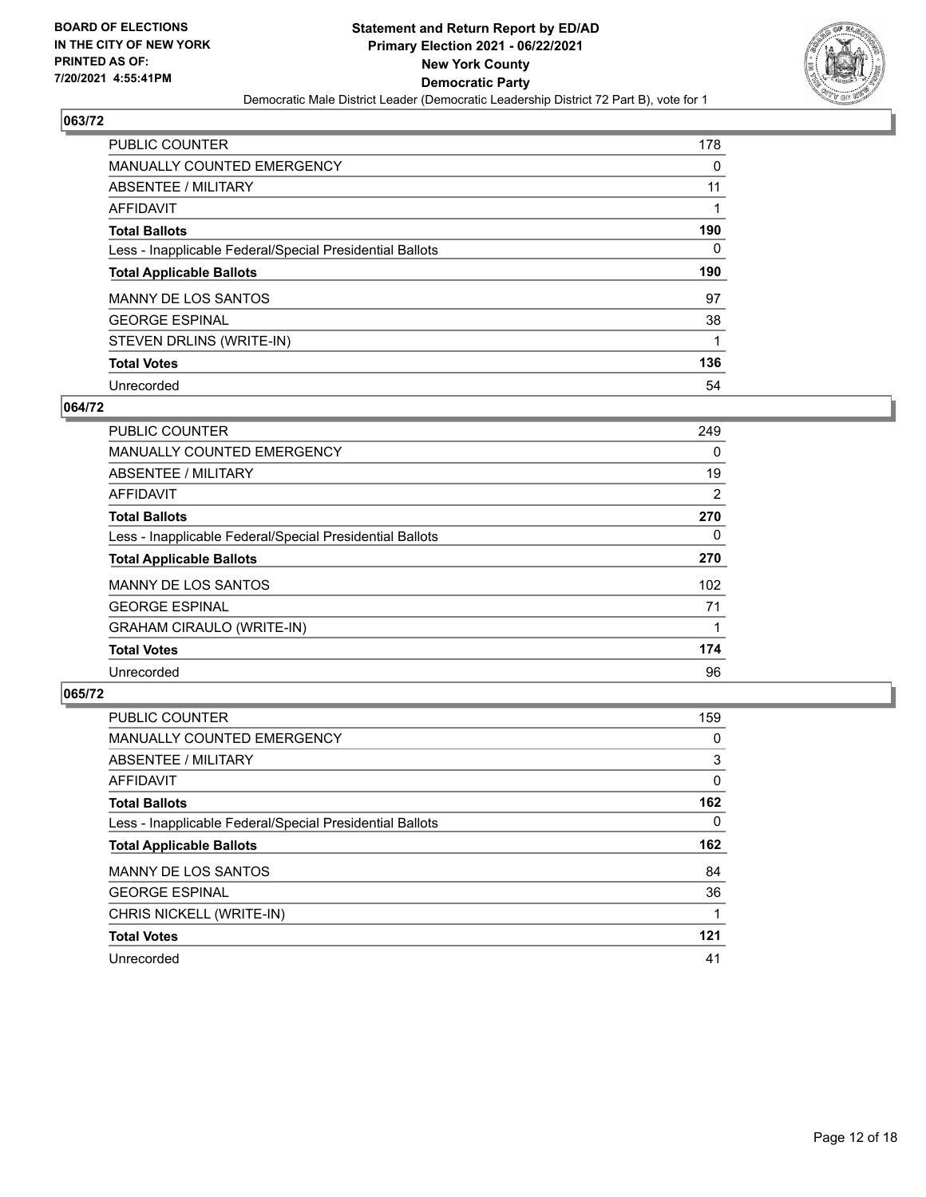BOARD OF ELECTIONS
IN THE CITY OF NEW YORK
PRINTED AS OF:
7/20/2021 4:55:41PM

**Statement and Return Report by ED/AD**
**Primary Election 2021 - 06/22/2021**
**New York County**
**Democratic Party**
Democratic Male District Leader (Democratic Leadership District 72 Part B), vote for 1

## 063/72

| | |
|---|---|
| PUBLIC COUNTER | 178 |
| MANUALLY COUNTED EMERGENCY | 0 |
| ABSENTEE / MILITARY | 11 |
| AFFIDAVIT | 1 |
| **Total Ballots** | **190** |
| Less - Inapplicable Federal/Special Presidential Ballots | 0 |
| **Total Applicable Ballots** | **190** |
| MANNY DE LOS SANTOS | 97 |
| GEORGE ESPINAL | 38 |
| STEVEN DRLINS (WRITE-IN) | 1 |
| **Total Votes** | **136** |
| Unrecorded | 54 |

## 064/72

| | |
|---|---|
| PUBLIC COUNTER | 249 |
| MANUALLY COUNTED EMERGENCY | 0 |
| ABSENTEE / MILITARY | 19 |
| AFFIDAVIT | 2 |
| **Total Ballots** | **270** |
| Less - Inapplicable Federal/Special Presidential Ballots | 0 |
| **Total Applicable Ballots** | **270** |
| MANNY DE LOS SANTOS | 102 |
| GEORGE ESPINAL | 71 |
| GRAHAM CIRAULO (WRITE-IN) | 1 |
| **Total Votes** | **174** |
| Unrecorded | 96 |

## 065/72

| | |
|---|---|
| PUBLIC COUNTER | 159 |
| MANUALLY COUNTED EMERGENCY | 0 |
| ABSENTEE / MILITARY | 3 |
| AFFIDAVIT | 0 |
| **Total Ballots** | **162** |
| Less - Inapplicable Federal/Special Presidential Ballots | 0 |
| **Total Applicable Ballots** | **162** |
| MANNY DE LOS SANTOS | 84 |
| GEORGE ESPINAL | 36 |
| CHRIS NICKELL (WRITE-IN) | 1 |
| **Total Votes** | **121** |
| Unrecorded | 41 |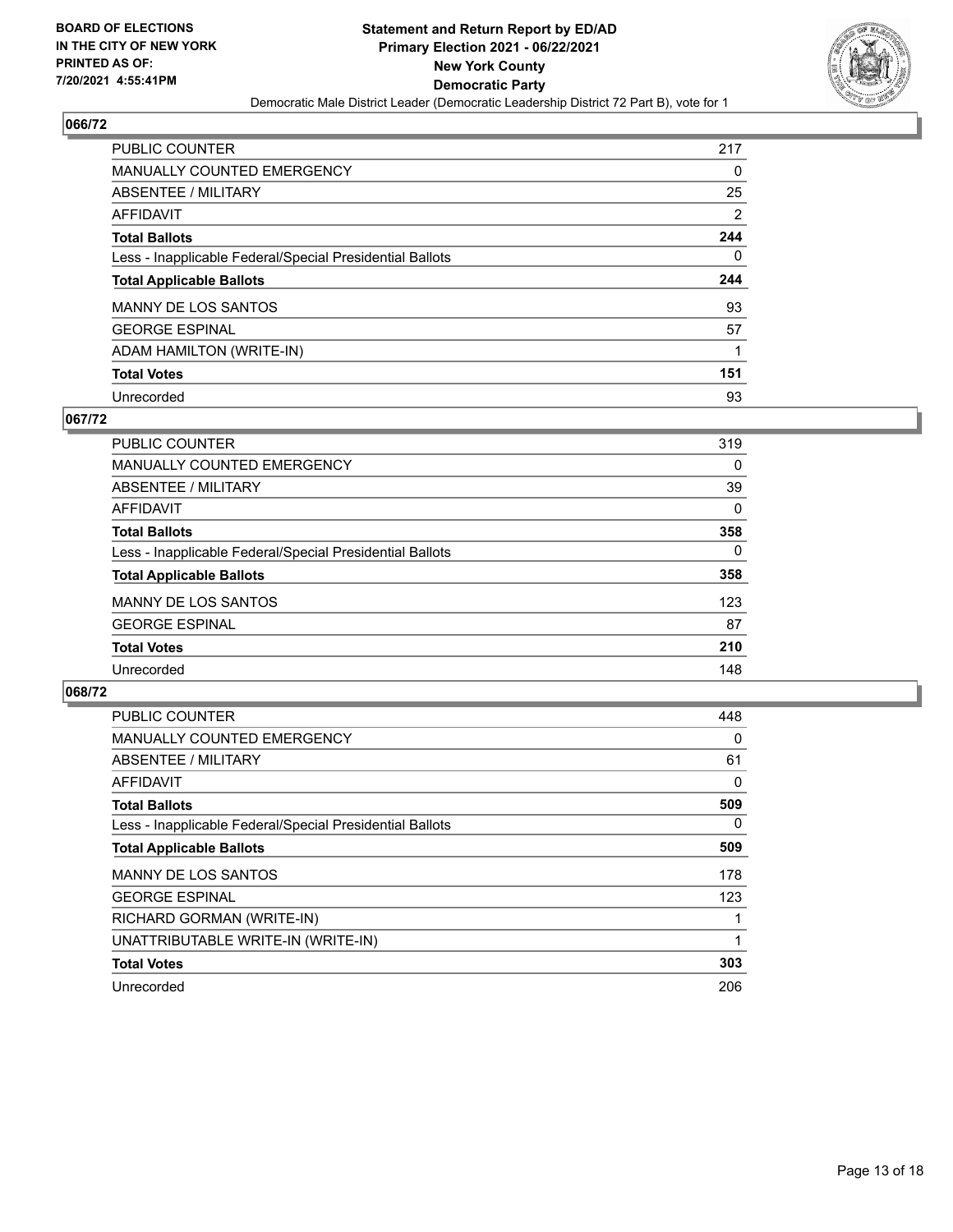## 066/72

| | |
|---|---|
| PUBLIC COUNTER | 217 |
| MANUALLY COUNTED EMERGENCY | 0 |
| ABSENTEE / MILITARY | 25 |
| AFFIDAVIT | 2 |
| **Total Ballots** | **244** |
| Less - Inapplicable Federal/Special Presidential Ballots | 0 |
| **Total Applicable Ballots** | **244** |
| MANNY DE LOS SANTOS | 93 |
| GEORGE ESPINAL | 57 |
| ADAM HAMILTON (WRITE-IN) | 1 |
| **Total Votes** | **151** |
| Unrecorded | 93 |

## 067/72

| | |
|---|---|
| PUBLIC COUNTER | 319 |
| MANUALLY COUNTED EMERGENCY | 0 |
| ABSENTEE / MILITARY | 39 |
| AFFIDAVIT | 0 |
| **Total Ballots** | **358** |
| Less - Inapplicable Federal/Special Presidential Ballots | 0 |
| **Total Applicable Ballots** | **358** |
| MANNY DE LOS SANTOS | 123 |
| GEORGE ESPINAL | 87 |
| **Total Votes** | **210** |
| Unrecorded | 148 |

## 068/72

| | |
|---|---|
| PUBLIC COUNTER | 448 |
| MANUALLY COUNTED EMERGENCY | 0 |
| ABSENTEE / MILITARY | 61 |
| AFFIDAVIT | 0 |
| **Total Ballots** | **509** |
| Less - Inapplicable Federal/Special Presidential Ballots | 0 |
| **Total Applicable Ballots** | **509** |
| MANNY DE LOS SANTOS | 178 |
| GEORGE ESPINAL | 123 |
| RICHARD GORMAN (WRITE-IN) | 1 |
| UNATTRIBUTABLE WRITE-IN (WRITE-IN) | 1 |
| **Total Votes** | **303** |
| Unrecorded | 206 |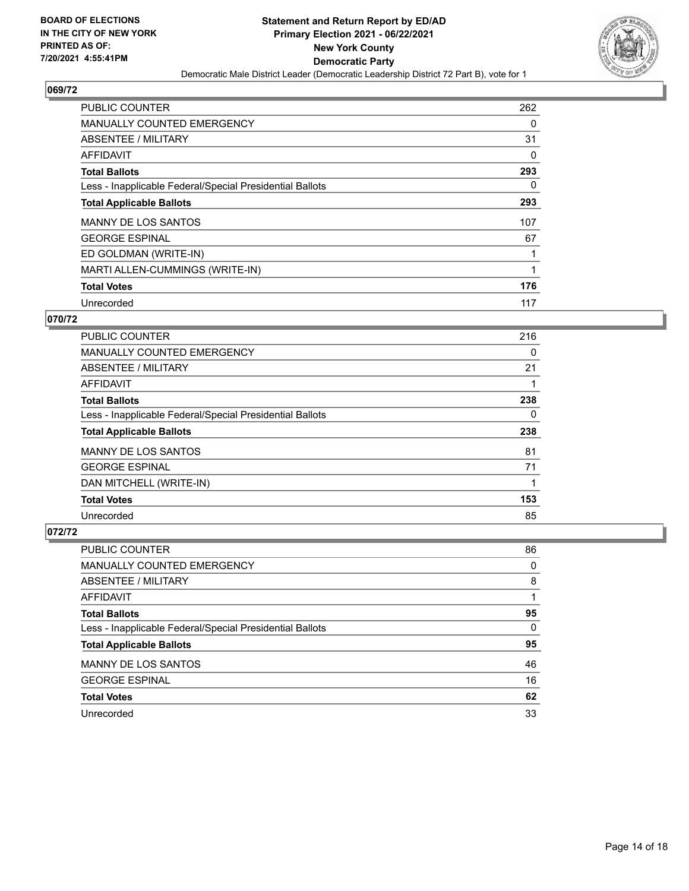BOARD OF ELECTIONS
IN THE CITY OF NEW YORK
PRINTED AS OF:
7/20/2021 4:55:41PM

**Statement and Return Report by ED/AD**
**Primary Election 2021 - 06/22/2021**
**New York County**
**Democratic Party**
Democratic Male District Leader (Democratic Leadership District 72 Part B), vote for 1

## 069/72

| | |
|---|---|
| PUBLIC COUNTER | 262 |
| MANUALLY COUNTED EMERGENCY | 0 |
| ABSENTEE / MILITARY | 31 |
| AFFIDAVIT | 0 |
| **Total Ballots** | **293** |
| Less - Inapplicable Federal/Special Presidential Ballots | 0 |
| **Total Applicable Ballots** | **293** |
| MANNY DE LOS SANTOS | 107 |
| GEORGE ESPINAL | 67 |
| ED GOLDMAN (WRITE-IN) | 1 |
| MARTI ALLEN-CUMMINGS (WRITE-IN) | 1 |
| **Total Votes** | **176** |
| Unrecorded | 117 |

## 070/72

| | |
|---|---|
| PUBLIC COUNTER | 216 |
| MANUALLY COUNTED EMERGENCY | 0 |
| ABSENTEE / MILITARY | 21 |
| AFFIDAVIT | 1 |
| **Total Ballots** | **238** |
| Less - Inapplicable Federal/Special Presidential Ballots | 0 |
| **Total Applicable Ballots** | **238** |
| MANNY DE LOS SANTOS | 81 |
| GEORGE ESPINAL | 71 |
| DAN MITCHELL (WRITE-IN) | 1 |
| **Total Votes** | **153** |
| Unrecorded | 85 |

## 072/72

| | |
|---|---|
| PUBLIC COUNTER | 86 |
| MANUALLY COUNTED EMERGENCY | 0 |
| ABSENTEE / MILITARY | 8 |
| AFFIDAVIT | 1 |
| **Total Ballots** | **95** |
| Less - Inapplicable Federal/Special Presidential Ballots | 0 |
| **Total Applicable Ballots** | **95** |
| MANNY DE LOS SANTOS | 46 |
| GEORGE ESPINAL | 16 |
| **Total Votes** | **62** |
| Unrecorded | 33 |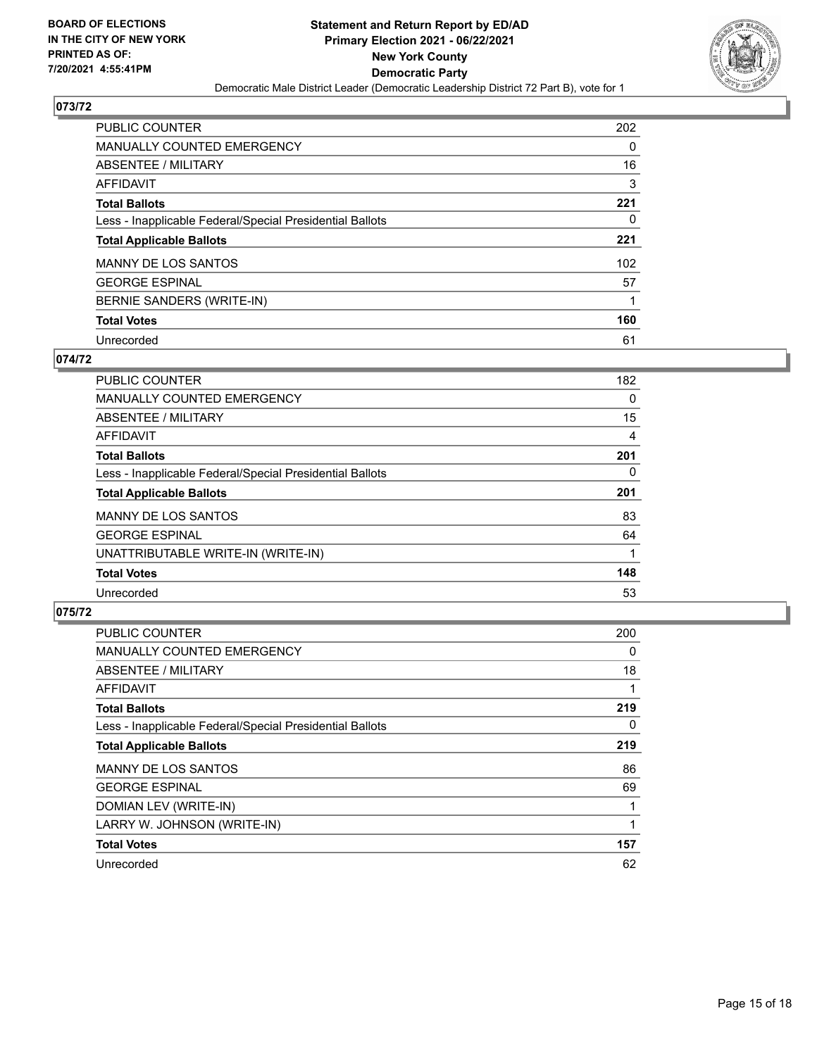## 073/72

| | |
|---|---|
| PUBLIC COUNTER | 202 |
| MANUALLY COUNTED EMERGENCY | 0 |
| ABSENTEE / MILITARY | 16 |
| AFFIDAVIT | 3 |
| **Total Ballots** | **221** |
| Less - Inapplicable Federal/Special Presidential Ballots | 0 |
| **Total Applicable Ballots** | **221** |
| MANNY DE LOS SANTOS | 102 |
| GEORGE ESPINAL | 57 |
| BERNIE SANDERS (WRITE-IN) | 1 |
| **Total Votes** | **160** |
| Unrecorded | 61 |

## 074/72

| | |
|---|---|
| PUBLIC COUNTER | 182 |
| MANUALLY COUNTED EMERGENCY | 0 |
| ABSENTEE / MILITARY | 15 |
| AFFIDAVIT | 4 |
| **Total Ballots** | **201** |
| Less - Inapplicable Federal/Special Presidential Ballots | 0 |
| **Total Applicable Ballots** | **201** |
| MANNY DE LOS SANTOS | 83 |
| GEORGE ESPINAL | 64 |
| UNATTRIBUTABLE WRITE-IN (WRITE-IN) | 1 |
| **Total Votes** | **148** |
| Unrecorded | 53 |

## 075/72

| | |
|---|---|
| PUBLIC COUNTER | 200 |
| MANUALLY COUNTED EMERGENCY | 0 |
| ABSENTEE / MILITARY | 18 |
| AFFIDAVIT | 1 |
| **Total Ballots** | **219** |
| Less - Inapplicable Federal/Special Presidential Ballots | 0 |
| **Total Applicable Ballots** | **219** |
| MANNY DE LOS SANTOS | 86 |
| GEORGE ESPINAL | 69 |
| DOMIAN LEV (WRITE-IN) | 1 |
| LARRY W. JOHNSON (WRITE-IN) | 1 |
| **Total Votes** | **157** |
| Unrecorded | 62 |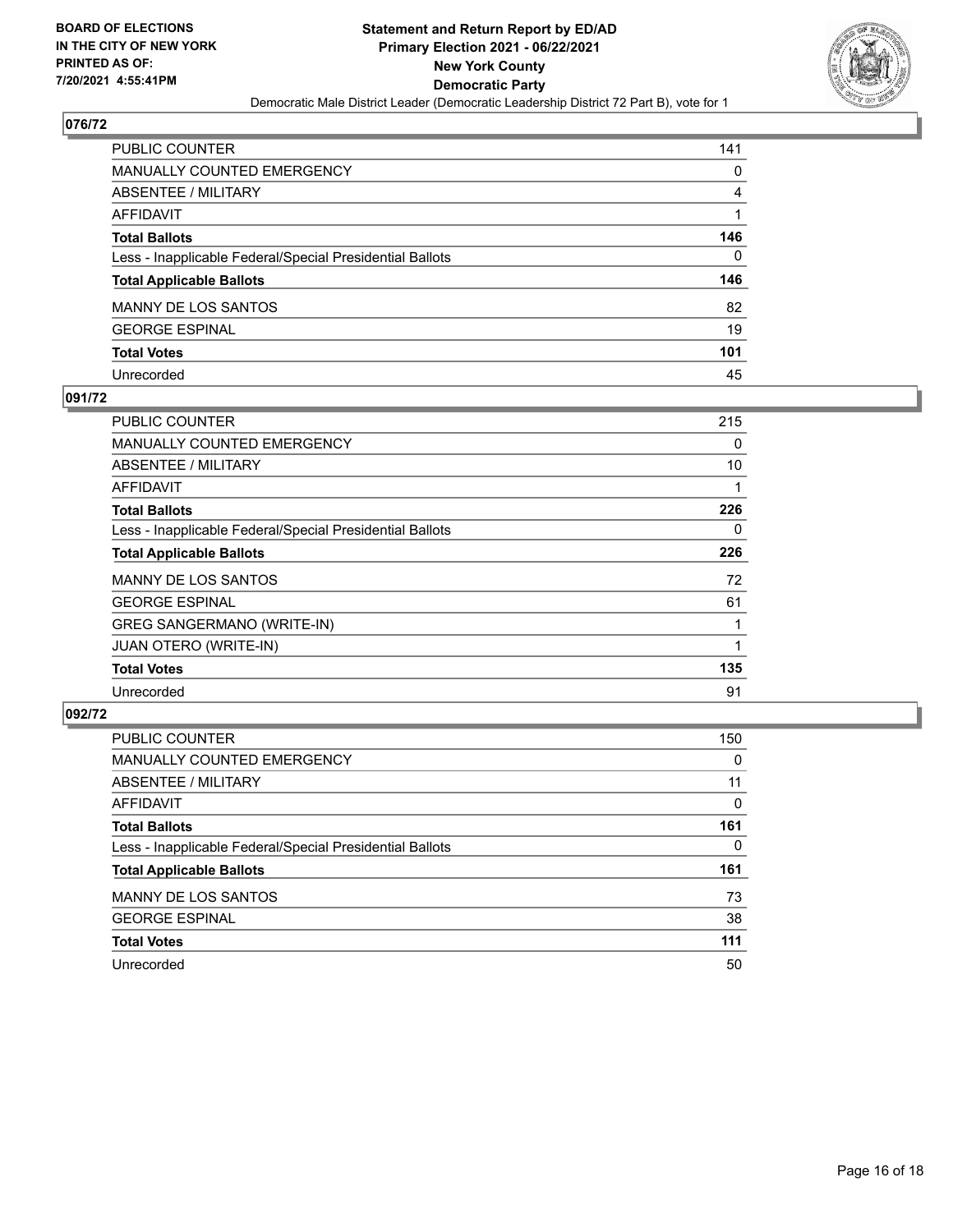**BOARD OF ELECTIONS IN THE CITY OF NEW YORK PRINTED AS OF: 7/20/2021 4:55:41PM**

**Statement and Return Report by ED/AD**
**Primary Election 2021 - 06/22/2021**
**New York County**
**Democratic Party**
Democratic Male District Leader (Democratic Leadership District 72 Part B), vote for 1

## 076/72

| | |
|---|---|
| PUBLIC COUNTER | 141 |
| MANUALLY COUNTED EMERGENCY | 0 |
| ABSENTEE / MILITARY | 4 |
| AFFIDAVIT | 1 |
| **Total Ballots** | **146** |
| Less - Inapplicable Federal/Special Presidential Ballots | 0 |
| **Total Applicable Ballots** | **146** |
| MANNY DE LOS SANTOS | 82 |
| GEORGE ESPINAL | 19 |
| **Total Votes** | **101** |
| Unrecorded | 45 |

## 091/72

| | |
|---|---|
| PUBLIC COUNTER | 215 |
| MANUALLY COUNTED EMERGENCY | 0 |
| ABSENTEE / MILITARY | 10 |
| AFFIDAVIT | 1 |
| **Total Ballots** | **226** |
| Less - Inapplicable Federal/Special Presidential Ballots | 0 |
| **Total Applicable Ballots** | **226** |
| MANNY DE LOS SANTOS | 72 |
| GEORGE ESPINAL | 61 |
| GREG SANGERMANO (WRITE-IN) | 1 |
| JUAN OTERO (WRITE-IN) | 1 |
| **Total Votes** | **135** |
| Unrecorded | 91 |

## 092/72

| | |
|---|---|
| PUBLIC COUNTER | 150 |
| MANUALLY COUNTED EMERGENCY | 0 |
| ABSENTEE / MILITARY | 11 |
| AFFIDAVIT | 0 |
| **Total Ballots** | **161** |
| Less - Inapplicable Federal/Special Presidential Ballots | 0 |
| **Total Applicable Ballots** | **161** |
| MANNY DE LOS SANTOS | 73 |
| GEORGE ESPINAL | 38 |
| **Total Votes** | **111** |
| Unrecorded | 50 |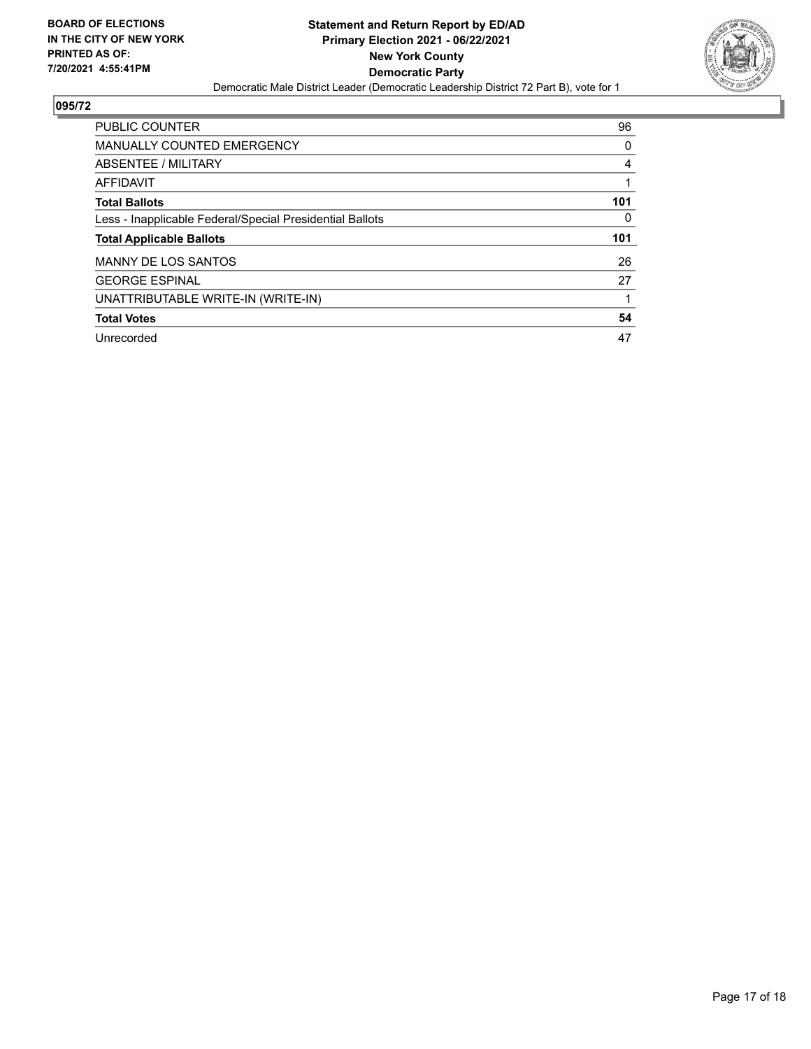**BOARD OF ELECTIONS IN THE CITY OF NEW YORK PRINTED AS OF: 7/20/2021 4:55:41PM**

**Statement and Return Report by ED/AD**
**Primary Election 2021 - 06/22/2021**
**New York County**
**Democratic Party**
Democratic Male District Leader (Democratic Leadership District 72 Part B), vote for 1

## 095/72

| | |
|---|---|
| PUBLIC COUNTER | 96 |
| MANUALLY COUNTED EMERGENCY | 0 |
| ABSENTEE / MILITARY | 4 |
| AFFIDAVIT | 1 |
| **Total Ballots** | **101** |
| Less - Inapplicable Federal/Special Presidential Ballots | 0 |
| **Total Applicable Ballots** | **101** |
| MANNY DE LOS SANTOS | 26 |
| GEORGE ESPINAL | 27 |
| UNATTRIBUTABLE WRITE-IN (WRITE-IN) | 1 |
| **Total Votes** | **54** |
| Unrecorded | 47 |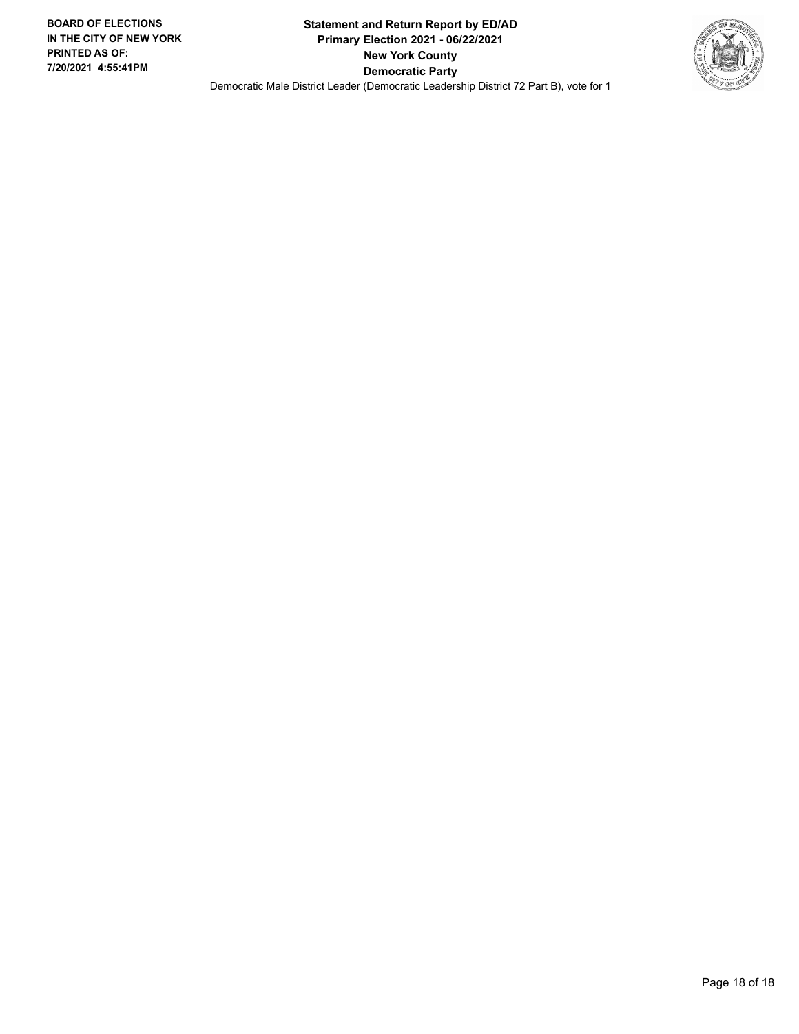**BOARD OF ELECTIONS**
**IN THE CITY OF NEW YORK**
**PRINTED AS OF:**
**7/20/2021 4:55:41PM**

**Statement and Return Report by ED/AD**
**Primary Election 2021 - 06/22/2021**
**New York County**
**Democratic Party**

Democratic Male District Leader (Democratic Leadership District 72 Part B), vote for 1